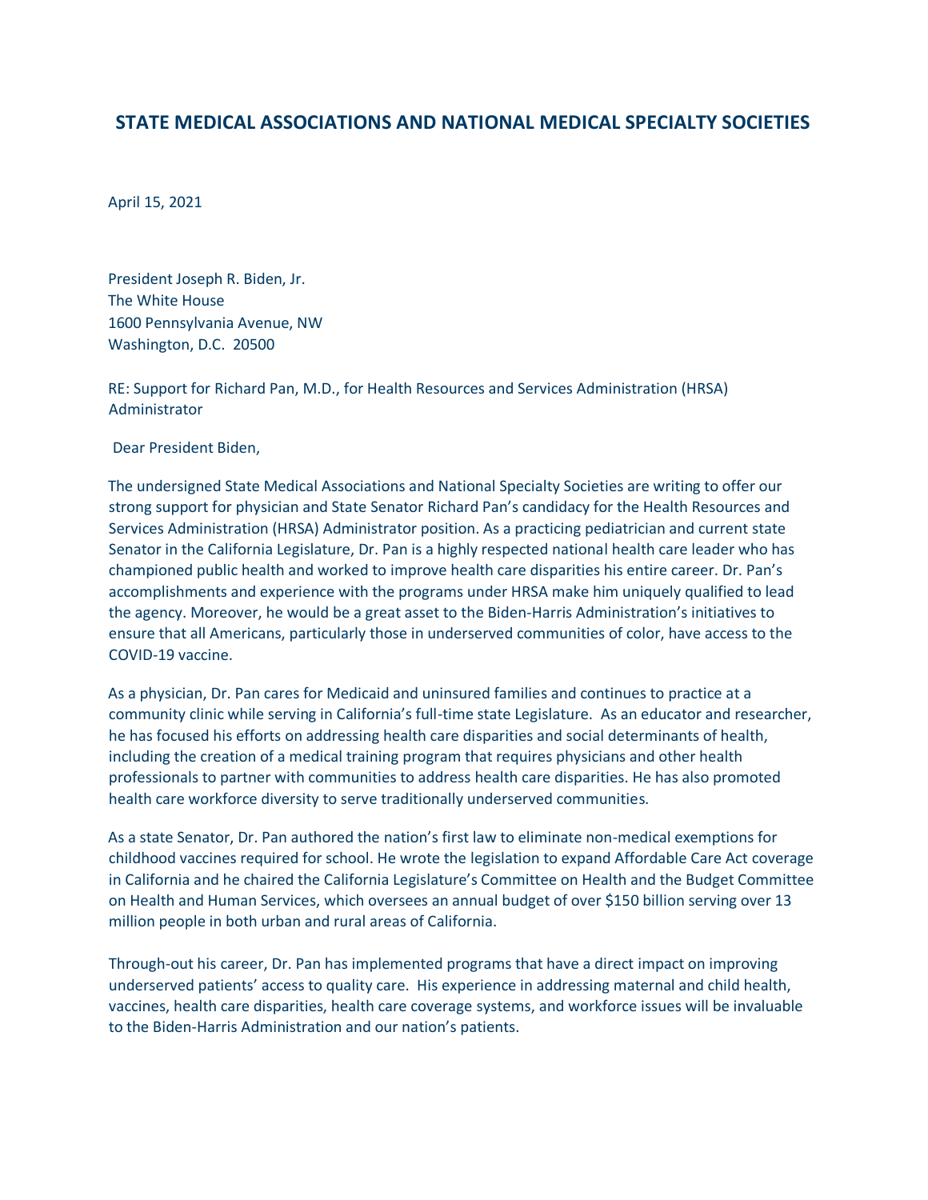# STATE MEDICAL ASSOCIATIONS AND NATIONAL MEDICAL SPECIALTY SOCIETIES

April 15, 2021

President Joseph R. Biden, Jr.
The White House
1600 Pennsylvania Avenue, NW
Washington, D.C. 20500

RE: Support for Richard Pan, M.D., for Health Resources and Services Administration (HRSA) Administrator

Dear President Biden,

The undersigned State Medical Associations and National Specialty Societies are writing to offer our strong support for physician and State Senator Richard Pan's candidacy for the Health Resources and Services Administration (HRSA) Administrator position. As a practicing pediatrician and current state Senator in the California Legislature, Dr. Pan is a highly respected national health care leader who has championed public health and worked to improve health care disparities his entire career. Dr. Pan's accomplishments and experience with the programs under HRSA make him uniquely qualified to lead the agency. Moreover, he would be a great asset to the Biden-Harris Administration's initiatives to ensure that all Americans, particularly those in underserved communities of color, have access to the COVID-19 vaccine.

As a physician, Dr. Pan cares for Medicaid and uninsured families and continues to practice at a community clinic while serving in California's full-time state Legislature. As an educator and researcher, he has focused his efforts on addressing health care disparities and social determinants of health, including the creation of a medical training program that requires physicians and other health professionals to partner with communities to address health care disparities. He has also promoted health care workforce diversity to serve traditionally underserved communities.

As a state Senator, Dr. Pan authored the nation's first law to eliminate non-medical exemptions for childhood vaccines required for school. He wrote the legislation to expand Affordable Care Act coverage in California and he chaired the California Legislature's Committee on Health and the Budget Committee on Health and Human Services, which oversees an annual budget of over $150 billion serving over 13 million people in both urban and rural areas of California.

Through-out his career, Dr. Pan has implemented programs that have a direct impact on improving underserved patients' access to quality care. His experience in addressing maternal and child health, vaccines, health care disparities, health care coverage systems, and workforce issues will be invaluable to the Biden-Harris Administration and our nation's patients.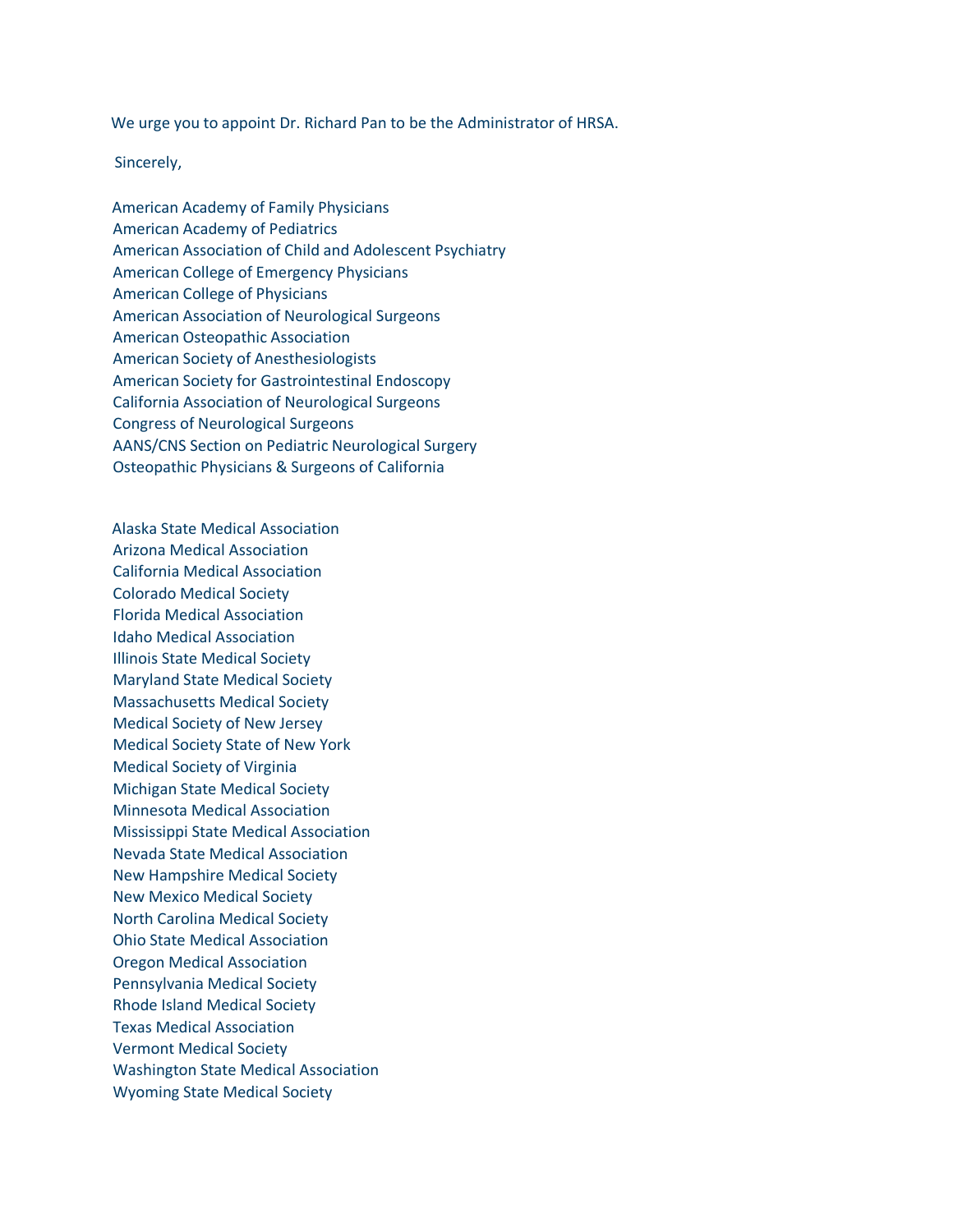We urge you to appoint Dr. Richard Pan to be the Administrator of HRSA.

Sincerely,

American Academy of Family Physicians
American Academy of Pediatrics
American Association of Child and Adolescent Psychiatry
American College of Emergency Physicians
American College of Physicians
American Association of Neurological Surgeons
American Osteopathic Association
American Society of Anesthesiologists
American Society for Gastrointestinal Endoscopy
California Association of Neurological Surgeons
Congress of Neurological Surgeons
AANS/CNS Section on Pediatric Neurological Surgery
Osteopathic Physicians & Surgeons of California

Alaska State Medical Association
Arizona Medical Association
California Medical Association
Colorado Medical Society
Florida Medical Association
Idaho Medical Association
Illinois State Medical Society
Maryland State Medical Society
Massachusetts Medical Society
Medical Society of New Jersey
Medical Society State of New York
Medical Society of Virginia
Michigan State Medical Society
Minnesota Medical Association
Mississippi State Medical Association
Nevada State Medical Association
New Hampshire Medical Society
New Mexico Medical Society
North Carolina Medical Society
Ohio State Medical Association
Oregon Medical Association
Pennsylvania Medical Society
Rhode Island Medical Society
Texas Medical Association
Vermont Medical Society
Washington State Medical Association
Wyoming State Medical Society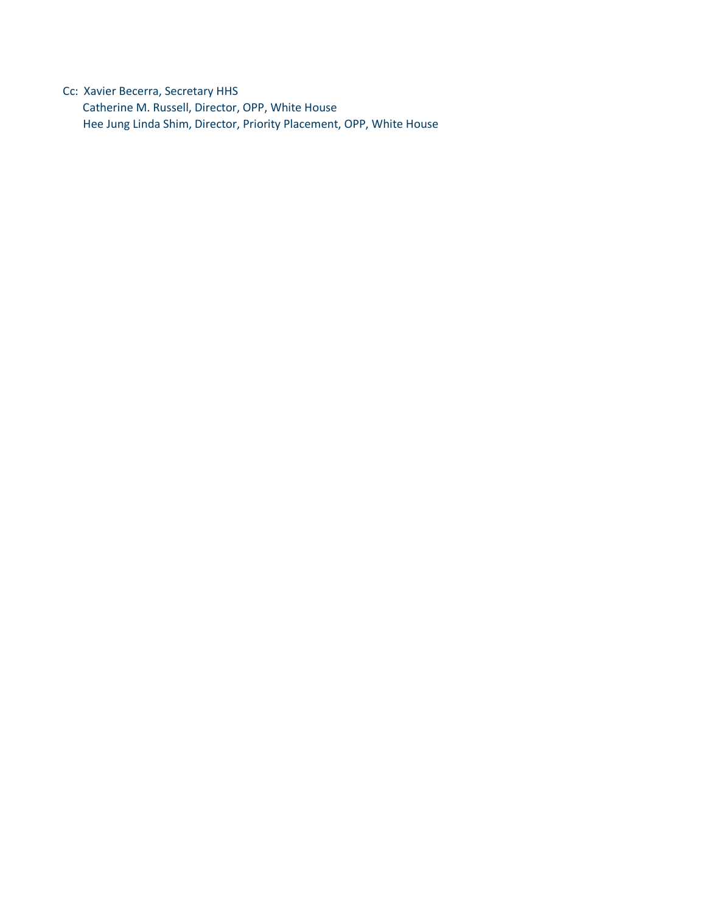Cc: Xavier Becerra, Secretary HHS
Catherine M. Russell, Director, OPP, White House
Hee Jung Linda Shim, Director, Priority Placement, OPP, White House